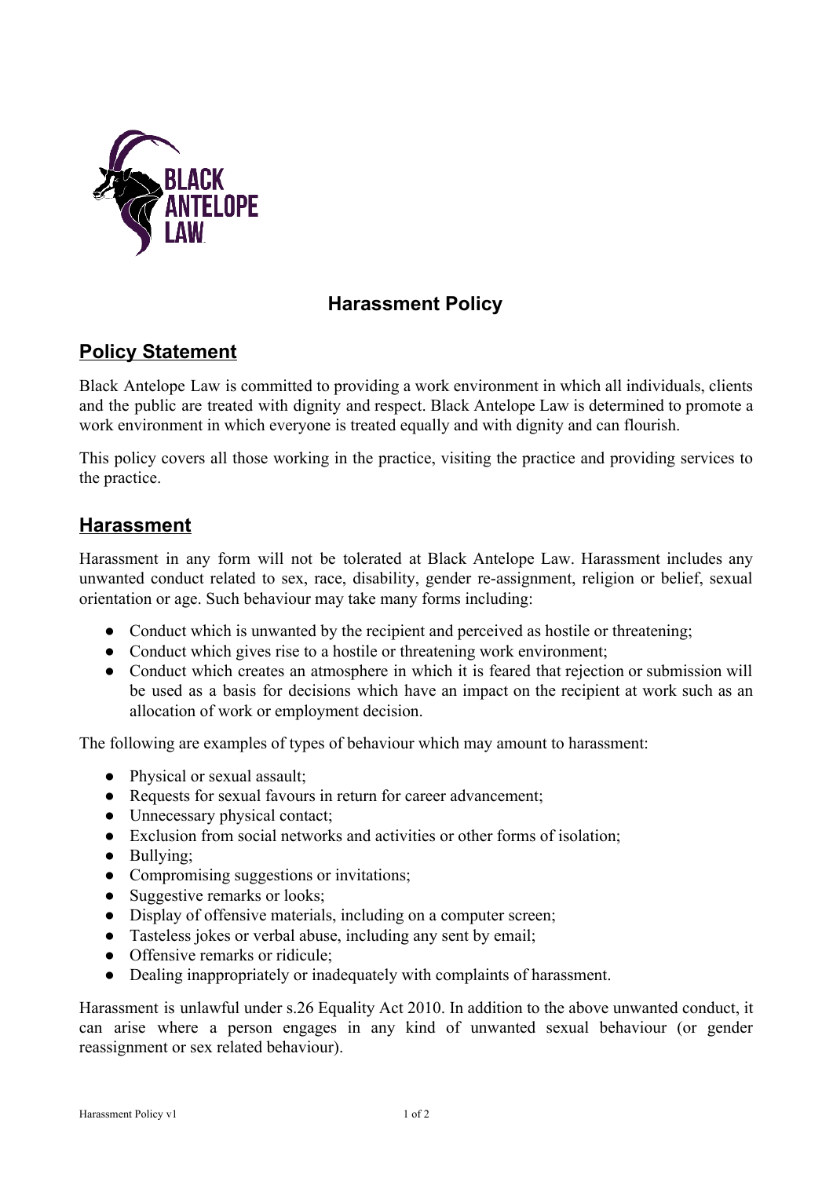# Harassment Policy

## Policy Statement

Black Antelope Law is committed to providing a work environment in which all individuals, clients and the public are treated with dignity and respect. Black Antelope Law is determined to promote a work environment in which everyone is treated equally and with dignity and can flourish.

This policy covers all those working in the practice, visiting the practice and providing services to the practice.

## Harassment

Harassment in any form will not be tolerated at Black Antelope Law. Harassment includes any unwanted conduct related to sex, race, disability, gender re-assignment, religion or belief, sexual orientation or age. Such behaviour may take many forms including:

- Conduct which is unwanted by the recipient and perceived as hostile or threatening;
- Conduct which gives rise to a hostile or threatening work environment;
- Conduct which creates an atmosphere in which it is feared that rejection or submission will be used as a basis for decisions which have an impact on the recipient at work such as an allocation of work or employment decision.

The following are examples of types of behaviour which may amount to harassment:

- Physical or sexual assault;
- Requests for sexual favours in return for career advancement;
- Unnecessary physical contact;
- Exclusion from social networks and activities or other forms of isolation;
- Bullying;
- Compromising suggestions or invitations;
- Suggestive remarks or looks;
- Display of offensive materials, including on a computer screen;
- Tasteless jokes or verbal abuse, including any sent by email;
- Offensive remarks or ridicule;
- Dealing inappropriately or inadequately with complaints of harassment.

Harassment is unlawful under s.26 Equality Act 2010. In addition to the above unwanted conduct, it can arise where a person engages in any kind of unwanted sexual behaviour (or gender reassignment or sex related behaviour).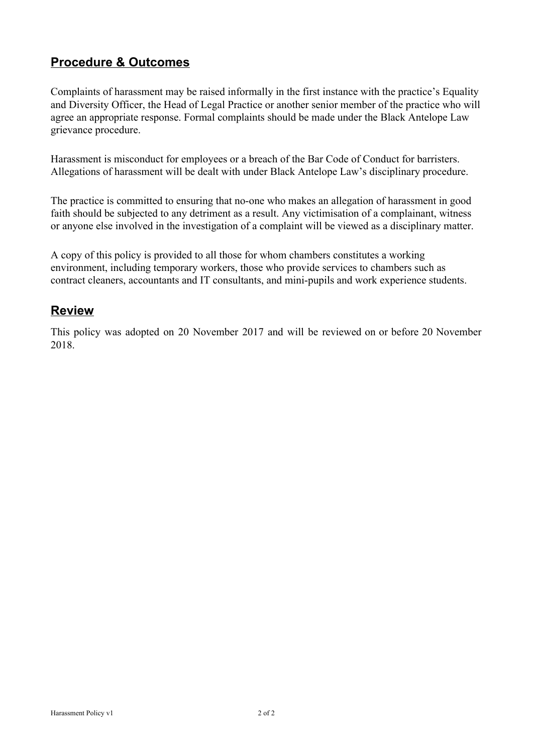## Procedure & Outcomes

Complaints of harassment may be raised informally in the first instance with the practice's Equality and Diversity Officer, the Head of Legal Practice or another senior member of the practice who will agree an appropriate response. Formal complaints should be made under the Black Antelope Law grievance procedure.

Harassment is misconduct for employees or a breach of the Bar Code of Conduct for barristers. Allegations of harassment will be dealt with under Black Antelope Law's disciplinary procedure.

The practice is committed to ensuring that no-one who makes an allegation of harassment in good faith should be subjected to any detriment as a result. Any victimisation of a complainant, witness or anyone else involved in the investigation of a complaint will be viewed as a disciplinary matter.

A copy of this policy is provided to all those for whom chambers constitutes a working environment, including temporary workers, those who provide services to chambers such as contract cleaners, accountants and IT consultants, and mini-pupils and work experience students.

## Review

This policy was adopted on 20 November 2017 and will be reviewed on or before 20 November 2018.